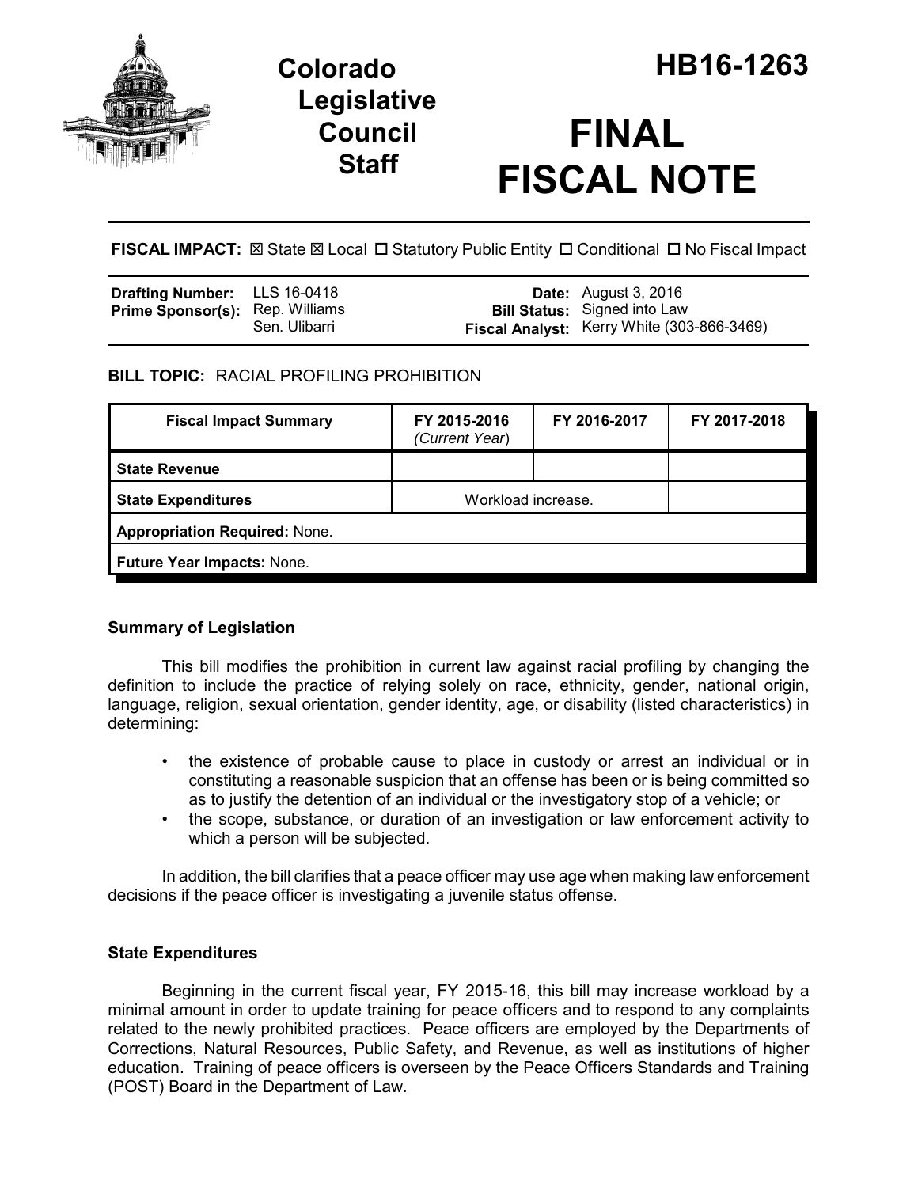# Colorado Legislative Council Staff

# HB16-1263

# FINAL FISCAL NOTE

**FISCAL IMPACT:** ☒ State ☒ Local ☐ Statutory Public Entity ☐ Conditional ☐ No Fiscal Impact

| | | | |
|---|---|---|---|
| **Drafting Number:** | LLS 16-0418 | **Date:** | August 3, 2016 |
| **Prime Sponsor(s):** | Rep. Williams<br>Sen. Ulibarri | **Bill Status:** | Signed into Law |
| | | **Fiscal Analyst:** | Kerry White (303-866-3469) |

**BILL TOPIC:** RACIAL PROFILING PROHIBITION

| Fiscal Impact Summary | FY 2015-2016 *(Current Year)* | FY 2016-2017 | FY 2017-2018 |
|---|---|---|---|
| **State Revenue** | | | |
| **State Expenditures** | Workload increase. | | |
| **Appropriation Required:** None. | | | |
| **Future Year Impacts:** None. | | | |

### Summary of Legislation

This bill modifies the prohibition in current law against racial profiling by changing the definition to include the practice of relying solely on race, ethnicity, gender, national origin, language, religion, sexual orientation, gender identity, age, or disability (listed characteristics) in determining:

- the existence of probable cause to place in custody or arrest an individual or in constituting a reasonable suspicion that an offense has been or is being committed so as to justify the detention of an individual or the investigatory stop of a vehicle; or
- the scope, substance, or duration of an investigation or law enforcement activity to which a person will be subjected.

In addition, the bill clarifies that a peace officer may use age when making law enforcement decisions if the peace officer is investigating a juvenile status offense.

### State Expenditures

Beginning in the current fiscal year, FY 2015-16, this bill may increase workload by a minimal amount in order to update training for peace officers and to respond to any complaints related to the newly prohibited practices. Peace officers are employed by the Departments of Corrections, Natural Resources, Public Safety, and Revenue, as well as institutions of higher education. Training of peace officers is overseen by the Peace Officers Standards and Training (POST) Board in the Department of Law.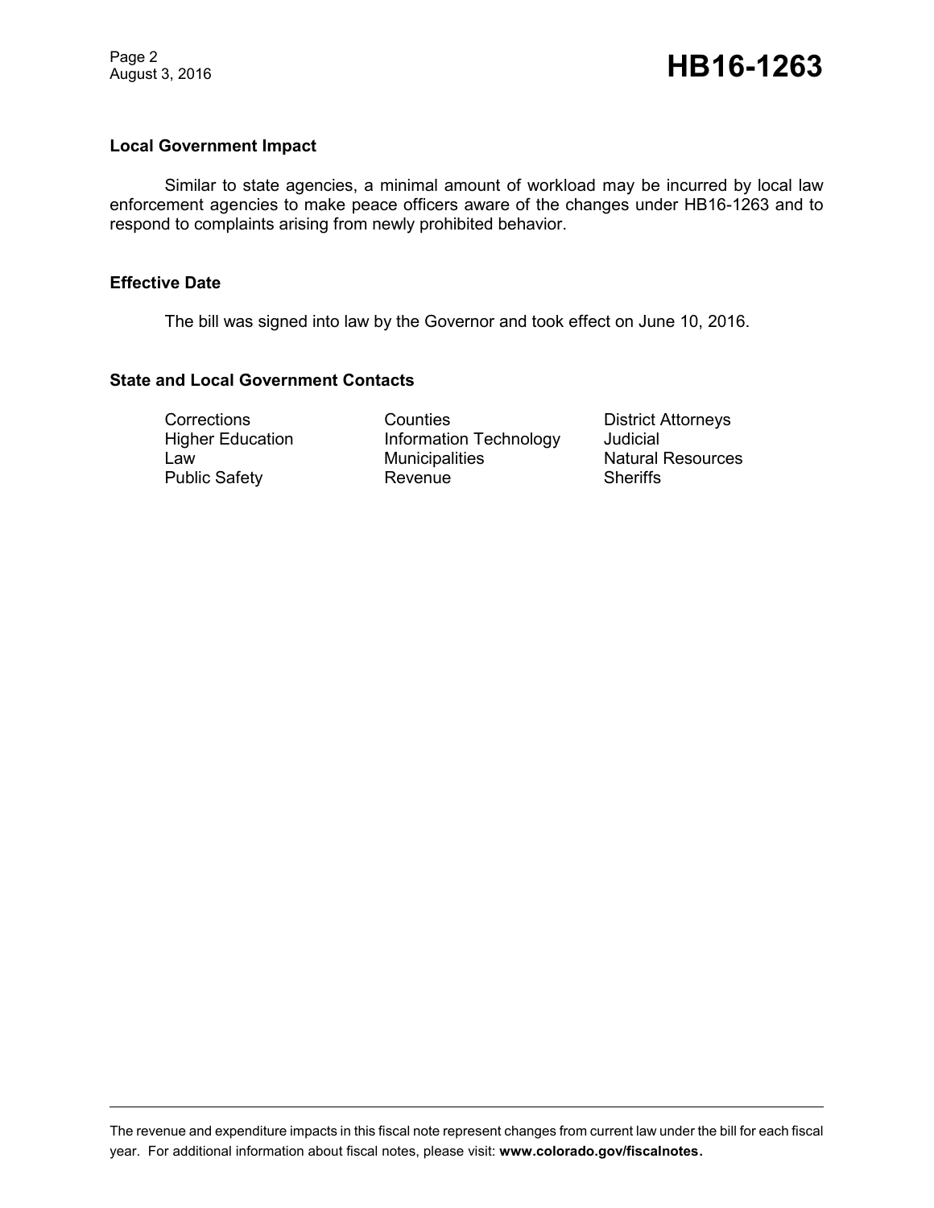## Local Government Impact

Similar to state agencies, a minimal amount of workload may be incurred by local law enforcement agencies to make peace officers aware of the changes under HB16-1263 and to respond to complaints arising from newly prohibited behavior.

## Effective Date

The bill was signed into law by the Governor and took effect on June 10, 2016.

## State and Local Government Contacts

| | | |
|---|---|---|
| Corrections | Counties | District Attorneys |
| Higher Education | Information Technology | Judicial |
| Law | Municipalities | Natural Resources |
| Public Safety | Revenue | Sheriffs |

The revenue and expenditure impacts in this fiscal note represent changes from current law under the bill for each fiscal year. For additional information about fiscal notes, please visit: **www.colorado.gov/fiscalnotes.**